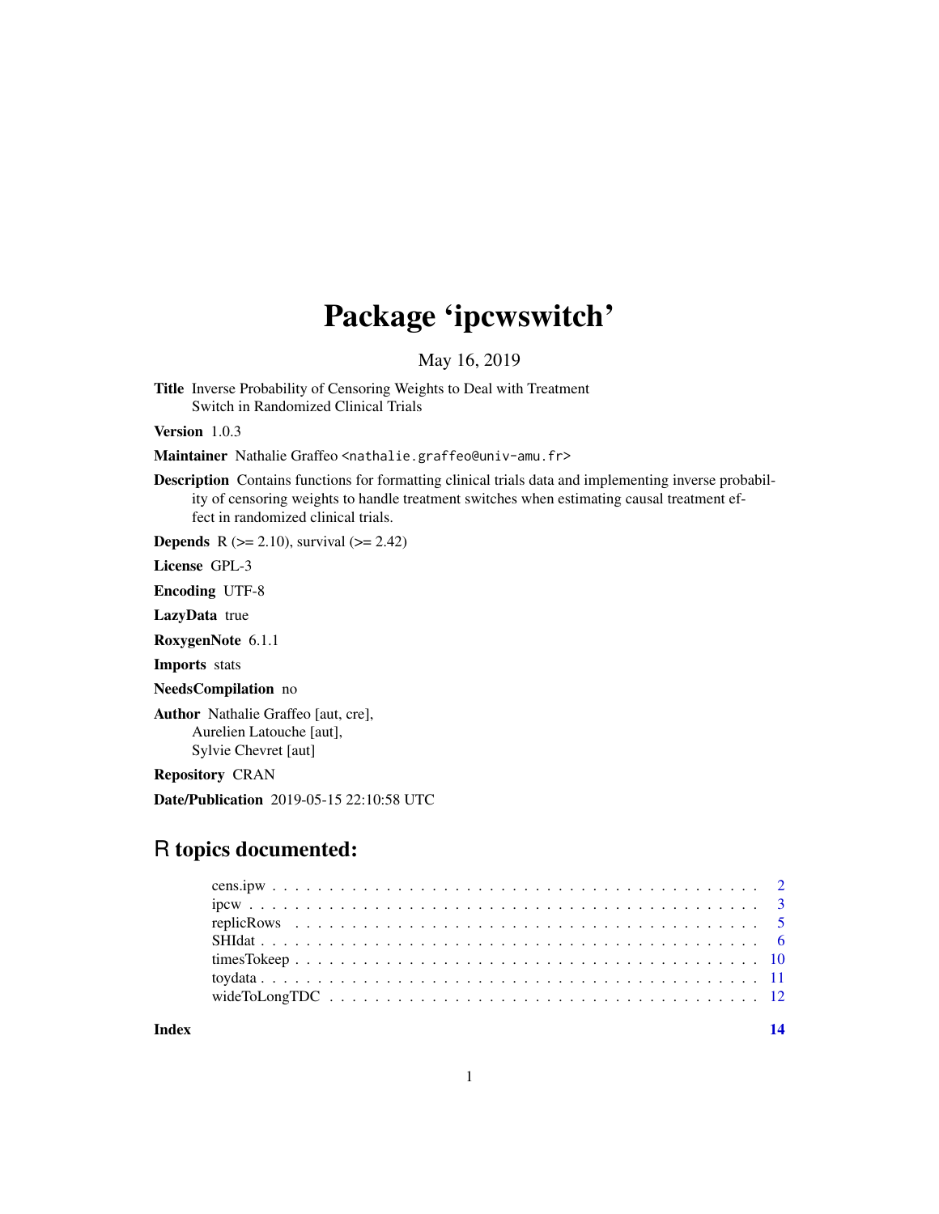# Package 'ipcwswitch'

May 16, 2019

**Title** Inverse Probability of Censoring Weights to Deal with Treatment Switch in Randomized Clinical Trials

**Version** 1.0.3

**Maintainer** Nathalie Graffeo <nathalie.graffeo@univ-amu.fr>

**Description** Contains functions for formatting clinical trials data and implementing inverse probability of censoring weights to handle treatment switches when estimating causal treatment effect in randomized clinical trials.

**Depends** R (>= 2.10), survival (>= 2.42)

**License** GPL-3

**Encoding** UTF-8

**LazyData** true

**RoxygenNote** 6.1.1

**Imports** stats

**NeedsCompilation** no

**Author** Nathalie Graffeo [aut, cre], Aurelien Latouche [aut], Sylvie Chevret [aut]

**Repository** CRAN

**Date/Publication** 2019-05-15 22:10:58 UTC

## R topics documented:

- cens.ipw . . . . . . . . . . 2
- ipcw . . . . . . . . . . 3
- replicRows . . . . . . . . . . 5
- SHIdat . . . . . . . . . . 6
- timesTokeep . . . . . . . . . . 10
- toydata . . . . . . . . . . 11
- wideToLongTDC . . . . . . . . . . 12

**Index** **14**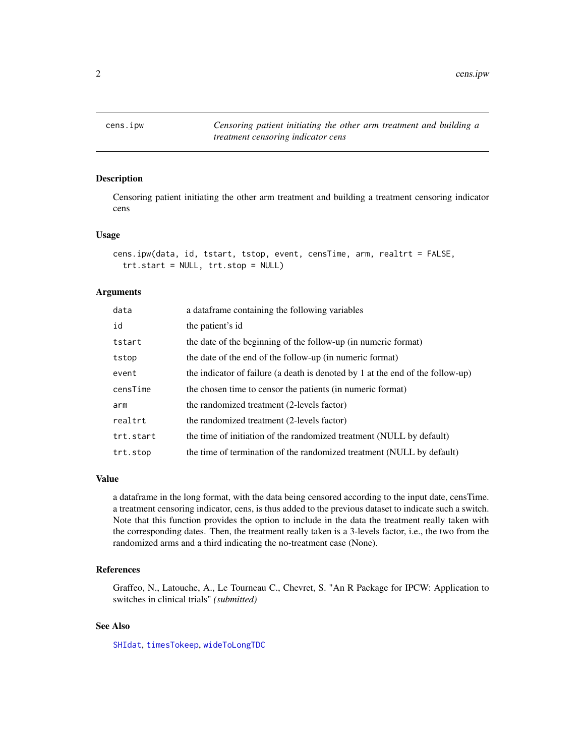## cens.ipw — *Censoring patient initiating the other arm treatment and building a treatment censoring indicator cens*

### Description

Censoring patient initiating the other arm treatment and building a treatment censoring indicator cens

### Usage

```
cens.ipw(data, id, tstart, tstop, event, censTime, arm, realtrt = FALSE,
  trt.start = NULL, trt.stop = NULL)
```

### Arguments

| | |
|---|---|
| `data` | a dataframe containing the following variables |
| `id` | the patient's id |
| `tstart` | the date of the beginning of the follow-up (in numeric format) |
| `tstop` | the date of the end of the follow-up (in numeric format) |
| `event` | the indicator of failure (a death is denoted by 1 at the end of the follow-up) |
| `censTime` | the chosen time to censor the patients (in numeric format) |
| `arm` | the randomized treatment (2-levels factor) |
| `realtrt` | the randomized treatment (2-levels factor) |
| `trt.start` | the time of initiation of the randomized treatment (NULL by default) |
| `trt.stop` | the time of termination of the randomized treatment (NULL by default) |

### Value

a dataframe in the long format, with the data being censored according to the input date, censTime. a treatment censoring indicator, cens, is thus added to the previous dataset to indicate such a switch. Note that this function provides the option to include in the data the treatment really taken with the corresponding dates. Then, the treatment really taken is a 3-levels factor, i.e., the two from the randomized arms and a third indicating the no-treatment case (None).

### References

Graffeo, N., Latouche, A., Le Tourneau C., Chevret, S. "An R Package for IPCW: Application to switches in clinical trials" *(submitted)*

### See Also

`SHIdat`, `timesTokeep`, `wideToLongTDC`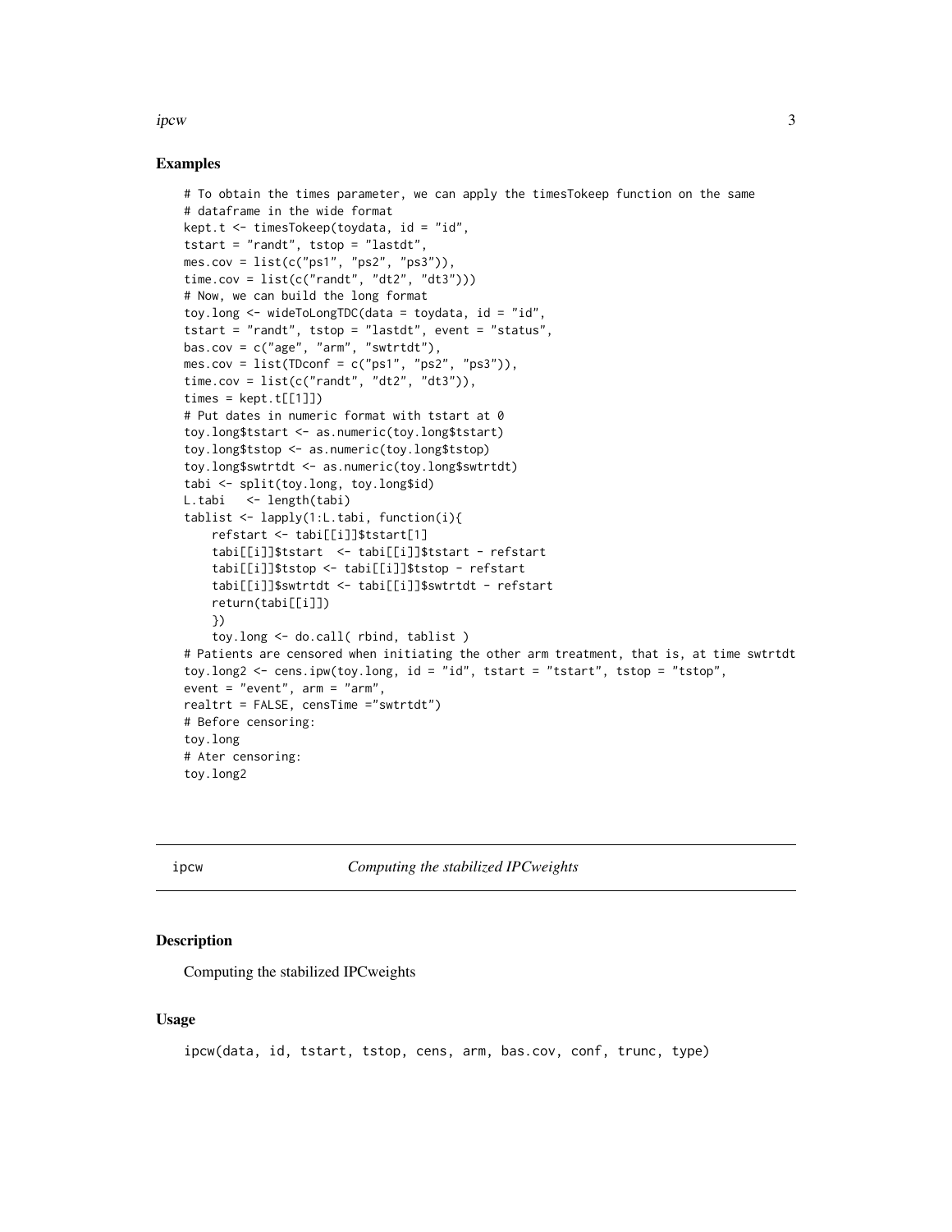## Examples

```
# To obtain the times parameter, we can apply the timesTokeep function on the same
# dataframe in the wide format
kept.t <- timesTokeep(toydata, id = "id",
tstart = "randt", tstop = "lastdt",
mes.cov = list(c("ps1", "ps2", "ps3")),
time.cov = list(c("randt", "dt2", "dt3")))
# Now, we can build the long format
toy.long <- wideToLongTDC(data = toydata, id = "id",
tstart = "randt", tstop = "lastdt", event = "status",
bas.cov = c("age", "arm", "swtrtdt"),
mes.cov = list(TDconf = c("ps1", "ps2", "ps3")),
time.cov = list(c("randt", "dt2", "dt3")),
times = kept.t[[1]])
# Put dates in numeric format with tstart at 0
toy.long$tstart <- as.numeric(toy.long$tstart)
toy.long$tstop <- as.numeric(toy.long$tstop)
toy.long$swtrtdt <- as.numeric(toy.long$swtrtdt)
tabi <- split(toy.long, toy.long$id)
L.tabi   <- length(tabi)
tablist <- lapply(1:L.tabi, function(i){
    refstart <- tabi[[i]]$tstart[1]
    tabi[[i]]$tstart  <- tabi[[i]]$tstart - refstart
    tabi[[i]]$tstop <- tabi[[i]]$tstop - refstart
    tabi[[i]]$swtrtdt <- tabi[[i]]$swtrtdt - refstart
    return(tabi[[i]])
    })
    toy.long <- do.call( rbind, tablist )
# Patients are censored when initiating the other arm treatment, that is, at time swtrtdt
toy.long2 <- cens.ipw(toy.long, id = "id", tstart = "tstart", tstop = "tstop",
event = "event", arm = "arm",
realtrt = FALSE, censTime ="swtrtdt")
# Before censoring:
toy.long
# Ater censoring:
toy.long2
```

---

# ipcw — *Computing the stabilized IPCweights*

## Description

Computing the stabilized IPCweights

## Usage

```
ipcw(data, id, tstart, tstop, cens, arm, bas.cov, conf, trunc, type)
```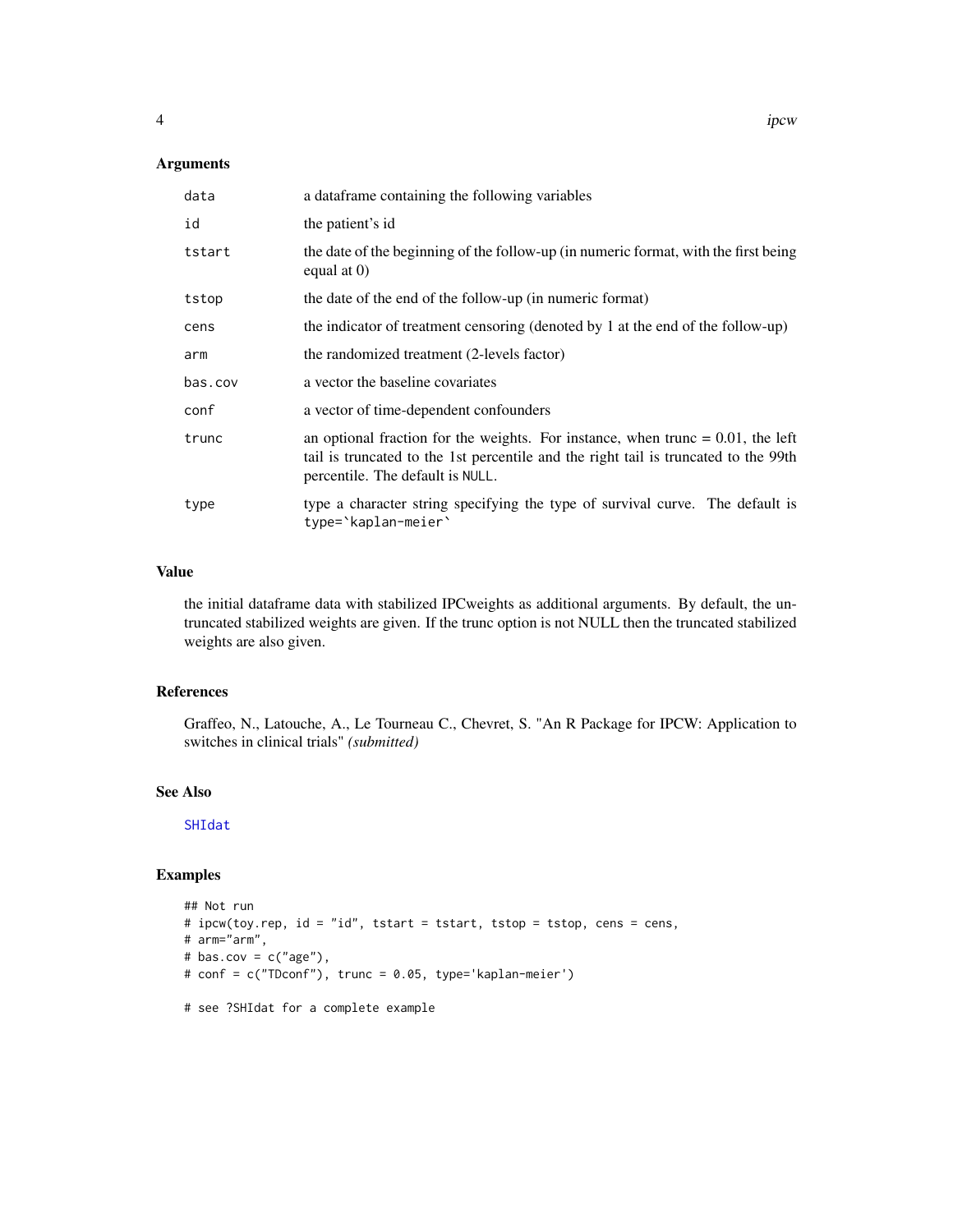### Arguments

| | |
|---|---|
| data | a dataframe containing the following variables |
| id | the patient's id |
| tstart | the date of the beginning of the follow-up (in numeric format, with the first being equal at 0) |
| tstop | the date of the end of the follow-up (in numeric format) |
| cens | the indicator of treatment censoring (denoted by 1 at the end of the follow-up) |
| arm | the randomized treatment (2-levels factor) |
| bas.cov | a vector the baseline covariates |
| conf | a vector of time-dependent confounders |
| trunc | an optional fraction for the weights. For instance, when trunc = 0.01, the left tail is truncated to the 1st percentile and the right tail is truncated to the 99th percentile. The default is `NULL`. |
| type | type a character string specifying the type of survival curve. The default is `` type=`kaplan-meier` `` |

### Value

the initial dataframe data with stabilized IPCweights as additional arguments. By default, the untruncated stabilized weights are given. If the trunc option is not NULL then the truncated stabilized weights are also given.

### References

Graffeo, N., Latouche, A., Le Tourneau C., Chevret, S. "An R Package for IPCW: Application to switches in clinical trials" *(submitted)*

### See Also

SHIdat

### Examples

```
## Not run
# ipcw(toy.rep, id = "id", tstart = tstart, tstop = tstop, cens = cens,
# arm="arm",
# bas.cov = c("age"),
# conf = c("TDconf"), trunc = 0.05, type='kaplan-meier')

# see ?SHIdat for a complete example
```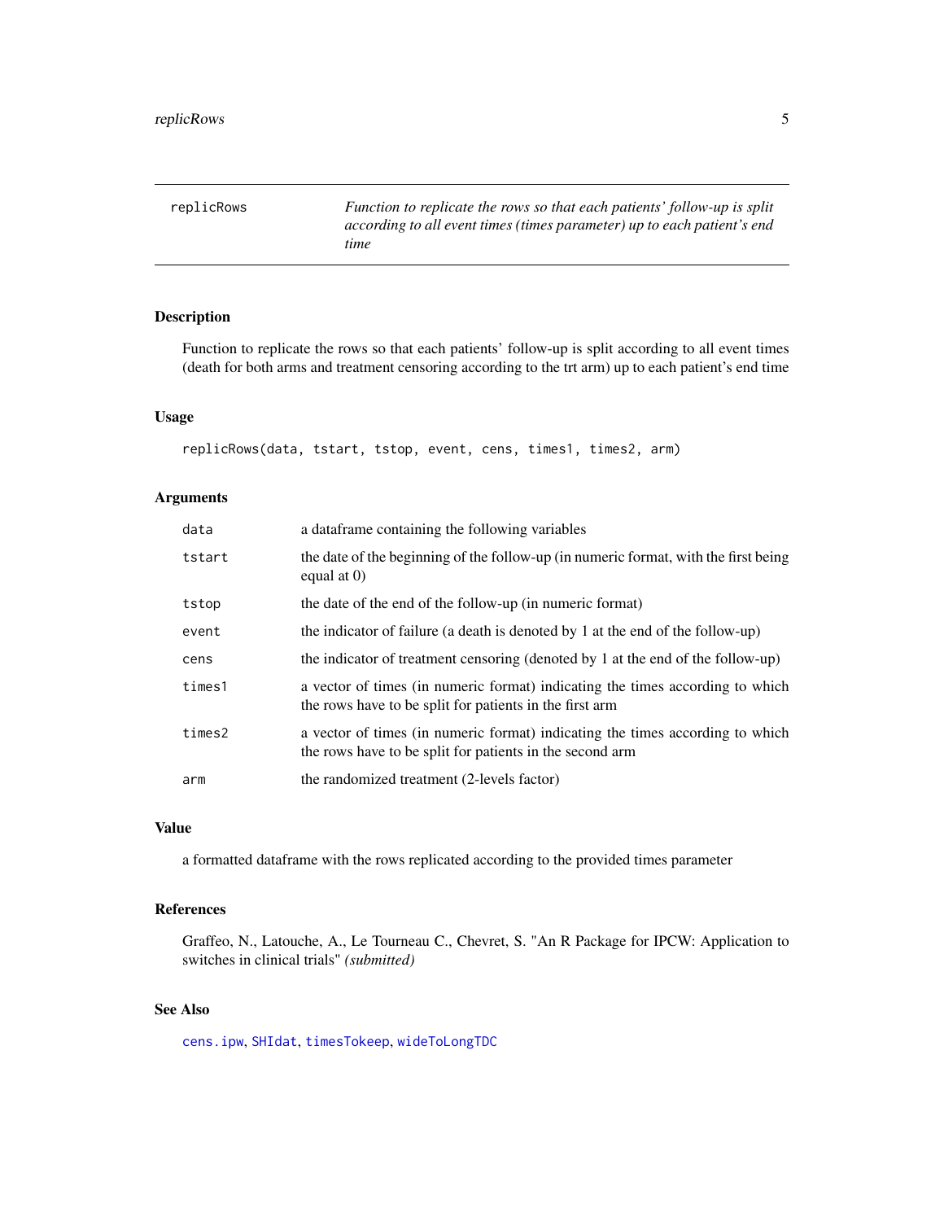## replicRows

*Function to replicate the rows so that each patients' follow-up is split according to all event times (times parameter) up to each patient's end time*

### Description

Function to replicate the rows so that each patients' follow-up is split according to all event times (death for both arms and treatment censoring according to the trt arm) up to each patient's end time

### Usage

```
replicRows(data, tstart, tstop, event, cens, times1, times2, arm)
```

### Arguments

| | |
|---|---|
| `data` | a dataframe containing the following variables |
| `tstart` | the date of the beginning of the follow-up (in numeric format, with the first being equal at 0) |
| `tstop` | the date of the end of the follow-up (in numeric format) |
| `event` | the indicator of failure (a death is denoted by 1 at the end of the follow-up) |
| `cens` | the indicator of treatment censoring (denoted by 1 at the end of the follow-up) |
| `times1` | a vector of times (in numeric format) indicating the times according to which the rows have to be split for patients in the first arm |
| `times2` | a vector of times (in numeric format) indicating the times according to which the rows have to be split for patients in the second arm |
| `arm` | the randomized treatment (2-levels factor) |

### Value

a formatted dataframe with the rows replicated according to the provided times parameter

### References

Graffeo, N., Latouche, A., Le Tourneau C., Chevret, S. "An R Package for IPCW: Application to switches in clinical trials" *(submitted)*

### See Also

`cens.ipw`, `SHIdat`, `timesTokeep`, `wideToLongTDC`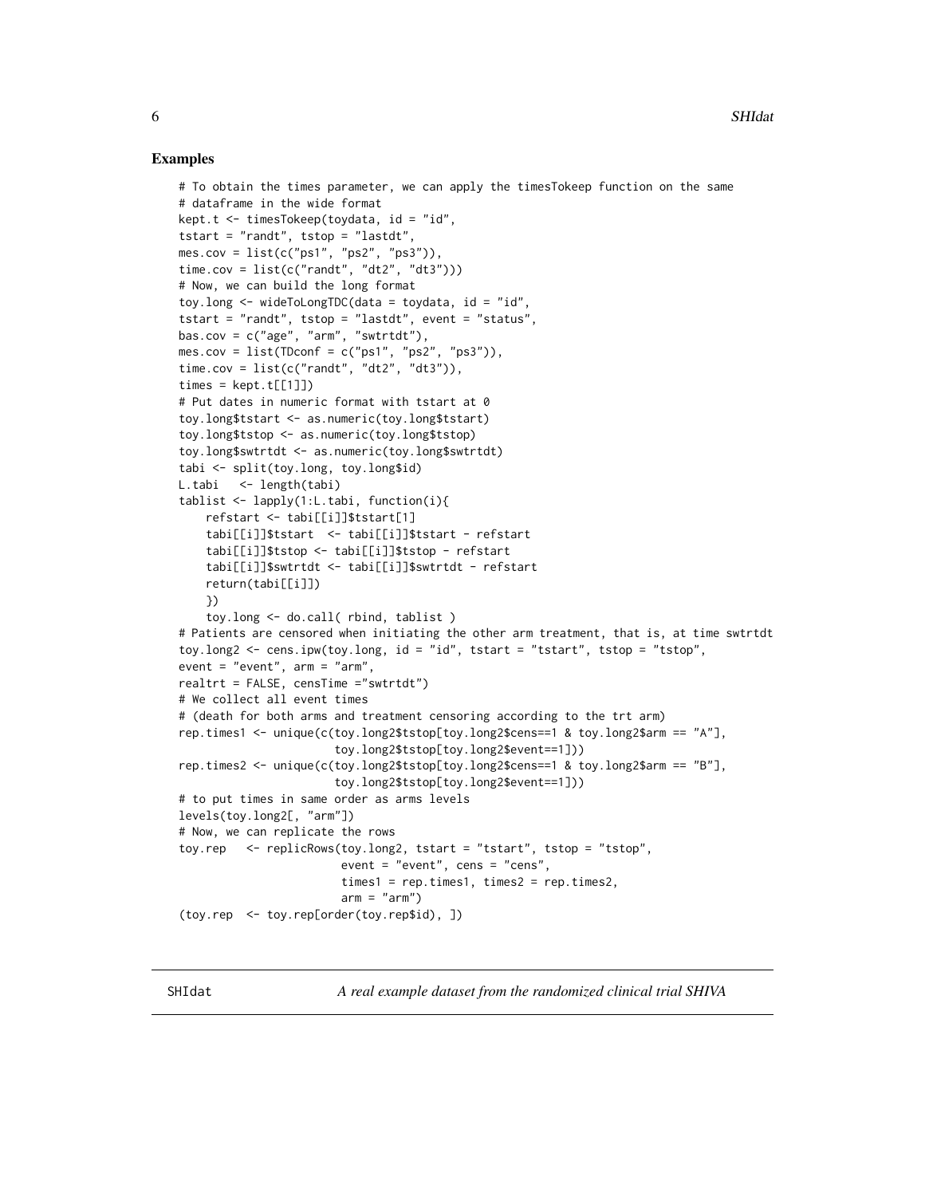## Examples

```
# To obtain the times parameter, we can apply the timesTokeep function on the same
# dataframe in the wide format
kept.t <- timesTokeep(toydata, id = "id",
tstart = "randt", tstop = "lastdt",
mes.cov = list(c("ps1", "ps2", "ps3")),
time.cov = list(c("randt", "dt2", "dt3")))
# Now, we can build the long format
toy.long <- wideToLongTDC(data = toydata, id = "id",
tstart = "randt", tstop = "lastdt", event = "status",
bas.cov = c("age", "arm", "swtrtdt"),
mes.cov = list(TDconf = c("ps1", "ps2", "ps3")),
time.cov = list(c("randt", "dt2", "dt3")),
times = kept.t[[1]])
# Put dates in numeric format with tstart at 0
toy.long$tstart <- as.numeric(toy.long$tstart)
toy.long$tstop <- as.numeric(toy.long$tstop)
toy.long$swtrtdt <- as.numeric(toy.long$swtrtdt)
tabi <- split(toy.long, toy.long$id)
L.tabi   <- length(tabi)
tablist <- lapply(1:L.tabi, function(i){
    refstart <- tabi[[i]]$tstart[1]
    tabi[[i]]$tstart  <- tabi[[i]]$tstart - refstart
    tabi[[i]]$tstop <- tabi[[i]]$tstop - refstart
    tabi[[i]]$swtrtdt <- tabi[[i]]$swtrtdt - refstart
    return(tabi[[i]])
    })
    toy.long <- do.call( rbind, tablist )
# Patients are censored when initiating the other arm treatment, that is, at time swtrtdt
toy.long2 <- cens.ipw(toy.long, id = "id", tstart = "tstart", tstop = "tstop",
event = "event", arm = "arm",
realtrt = FALSE, censTime ="swtrtdt")
# We collect all event times
# (death for both arms and treatment censoring according to the trt arm)
rep.times1 <- unique(c(toy.long2$tstop[toy.long2$cens==1 & toy.long2$arm == "A"],
                     toy.long2$tstop[toy.long2$event==1]))
rep.times2 <- unique(c(toy.long2$tstop[toy.long2$cens==1 & toy.long2$arm == "B"],
                     toy.long2$tstop[toy.long2$event==1]))
# to put times in same order as arms levels
levels(toy.long2[, "arm"])
# Now, we can replicate the rows
toy.rep   <- replicRows(toy.long2, tstart = "tstart", tstop = "tstop",
                      event = "event", cens = "cens",
                      times1 = rep.times1, times2 = rep.times2,
                      arm = "arm")
(toy.rep  <- toy.rep[order(toy.rep$id), ])
```

---

SHIdat *A real example dataset from the randomized clinical trial SHIVA*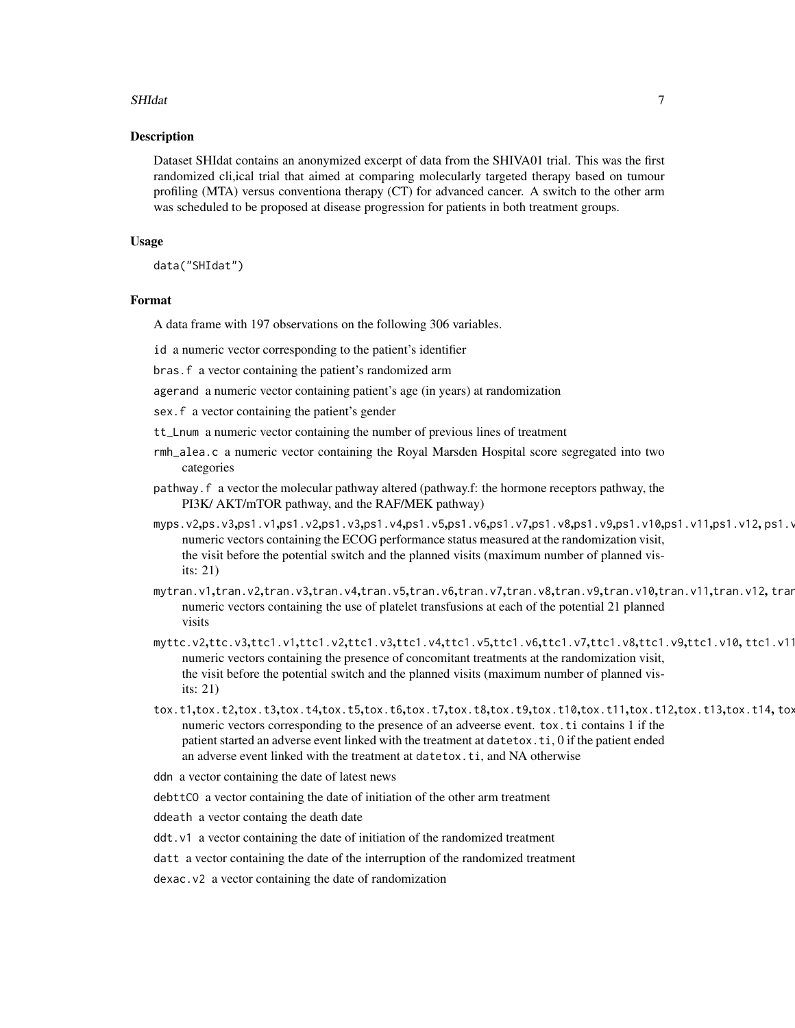## Description

Dataset SHIdat contains an anonymized excerpt of data from the SHIVA01 trial. This was the first randomized cli,ical trial that aimed at comparing molecularly targeted therapy based on tumour profiling (MTA) versus conventiona therapy (CT) for advanced cancer. A switch to the other arm was scheduled to be proposed at disease progression for patients in both treatment groups.

## Usage

```
data("SHIdat")
```

## Format

A data frame with 197 observations on the following 306 variables.

`id` a numeric vector corresponding to the patient's identifier

`bras.f` a vector containing the patient's randomized arm

`agerand` a numeric vector containing patient's age (in years) at randomization

`sex.f` a vector containing the patient's gender

`tt_Lnum` a numeric vector containing the number of previous lines of treatment

`rmh_alea.c` a numeric vector containing the Royal Marsden Hospital score segregated into two categories

`pathway.f` a vector the molecular pathway altered (pathway.f: the hormone receptors pathway, the PI3K/ AKT/mTOR pathway, and the RAF/MEK pathway)

`myps.v2,ps.v3,ps1.v1,ps1.v2,ps1.v3,ps1.v4,ps1.v5,ps1.v6,ps1.v7,ps1.v8,ps1.v9,ps1.v10,ps1.v11,ps1.v12, ps1.v` numeric vectors containing the ECOG performance status measured at the randomization visit, the visit before the potential switch and the planned visits (maximum number of planned visits: 21)

`mytran.v1,tran.v2,tran.v3,tran.v4,tran.v5,tran.v6,tran.v7,tran.v8,tran.v9,tran.v10,tran.v11,tran.v12, tran` numeric vectors containing the use of platelet transfusions at each of the potential 21 planned visits

`myttc.v2,ttc.v3,ttc1.v1,ttc1.v2,ttc1.v3,ttc1.v4,ttc1.v5,ttc1.v6,ttc1.v7,ttc1.v8,ttc1.v9,ttc1.v10, ttc1.v11` numeric vectors containing the presence of concomitant treatments at the randomization visit, the visit before the potential switch and the planned visits (maximum number of planned visits: 21)

`tox.t1,tox.t2,tox.t3,tox.t4,tox.t5,tox.t6,tox.t7,tox.t8,tox.t9,tox.t10,tox.t11,tox.t12,tox.t13,tox.t14, tox` numeric vectors corresponding to the presence of an adveerse event. `tox.ti` contains 1 if the patient started an adverse event linked with the treatment at `datetox.ti`, 0 if the patient ended an adverse event linked with the treatment at `datetox.ti`, and NA otherwise

`ddn` a vector containing the date of latest news

`debttCO` a vector containing the date of initiation of the other arm treatment

`ddeath` a vector containg the death date

`ddt.v1` a vector containing the date of initiation of the randomized treatment

`datt` a vector containing the date of the interruption of the randomized treatment

`dexac.v2` a vector containing the date of randomization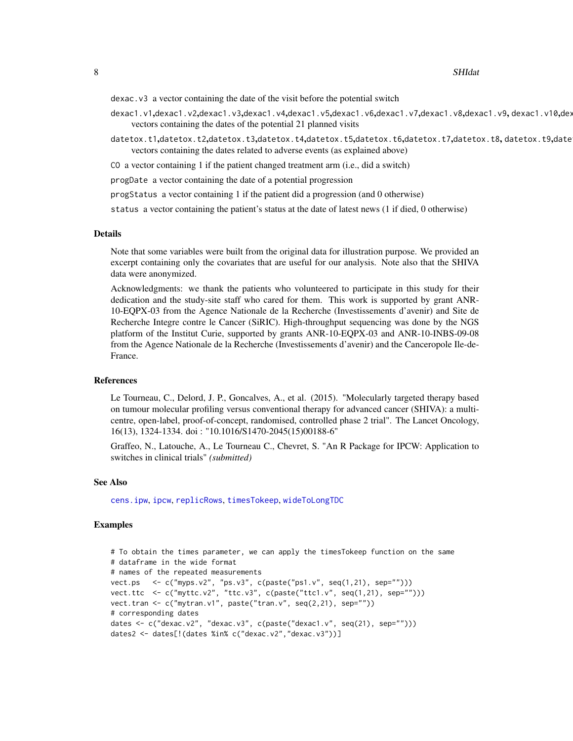dexac.v3 a vector containing the date of the visit before the potential switch

dexac1.v1,dexac1.v2,dexac1.v3,dexac1.v4,dexac1.v5,dexac1.v6,dexac1.v7,dexac1.v8,dexac1.v9, dexac1.v10,dex
vectors containing the dates of the potential 21 planned visits

datetox.t1,datetox.t2,datetox.t3,datetox.t4,datetox.t5,datetox.t6,datetox.t7,datetox.t8, datetox.t9,date
vectors containing the dates related to adverse events (as explained above)

CO a vector containing 1 if the patient changed treatment arm (i.e., did a switch)

progDate a vector containing the date of a potential progression

progStatus a vector containing 1 if the patient did a progression (and 0 otherwise)

status a vector containing the patient's status at the date of latest news (1 if died, 0 otherwise)

## Details

Note that some variables were built from the original data for illustration purpose. We provided an excerpt containing only the covariates that are useful for our analysis. Note also that the SHIVA data were anonymized.

Acknowledgments: we thank the patients who volunteered to participate in this study for their dedication and the study-site staff who cared for them. This work is supported by grant ANR-10-EQPX-03 from the Agence Nationale de la Recherche (Investissements d'avenir) and Site de Recherche Integre contre le Cancer (SiRIC). High-throughput sequencing was done by the NGS platform of the Institut Curie, supported by grants ANR-10-EQPX-03 and ANR-10-INBS-09-08 from the Agence Nationale de la Recherche (Investissements d'avenir) and the Canceropole Ile-de-France.

## References

Le Tourneau, C., Delord, J. P., Goncalves, A., et al. (2015). "Molecularly targeted therapy based on tumour molecular profiling versus conventional therapy for advanced cancer (SHIVA): a multicentre, open-label, proof-of-concept, randomised, controlled phase 2 trial". The Lancet Oncology, 16(13), 1324-1334. doi : "10.1016/S1470-2045(15)00188-6"

Graffeo, N., Latouche, A., Le Tourneau C., Chevret, S. "An R Package for IPCW: Application to switches in clinical trials" *(submitted)*

## See Also

cens.ipw, ipcw, replicRows, timesTokeep, wideToLongTDC

## Examples

```
# To obtain the times parameter, we can apply the timesTokeep function on the same
# dataframe in the wide format
# names of the repeated measurements
vect.ps   <- c("myps.v2", "ps.v3", c(paste("ps1.v", seq(1,21), sep="")))
vect.ttc  <- c("myttc.v2", "ttc.v3", c(paste("ttc1.v", seq(1,21), sep="")))
vect.tran <- c("mytran.v1", paste("tran.v", seq(2,21), sep=""))
# corresponding dates
dates <- c("dexac.v2", "dexac.v3", c(paste("dexac1.v", seq(21), sep="")))
dates2 <- dates[!(dates %in% c("dexac.v2","dexac.v3"))]
```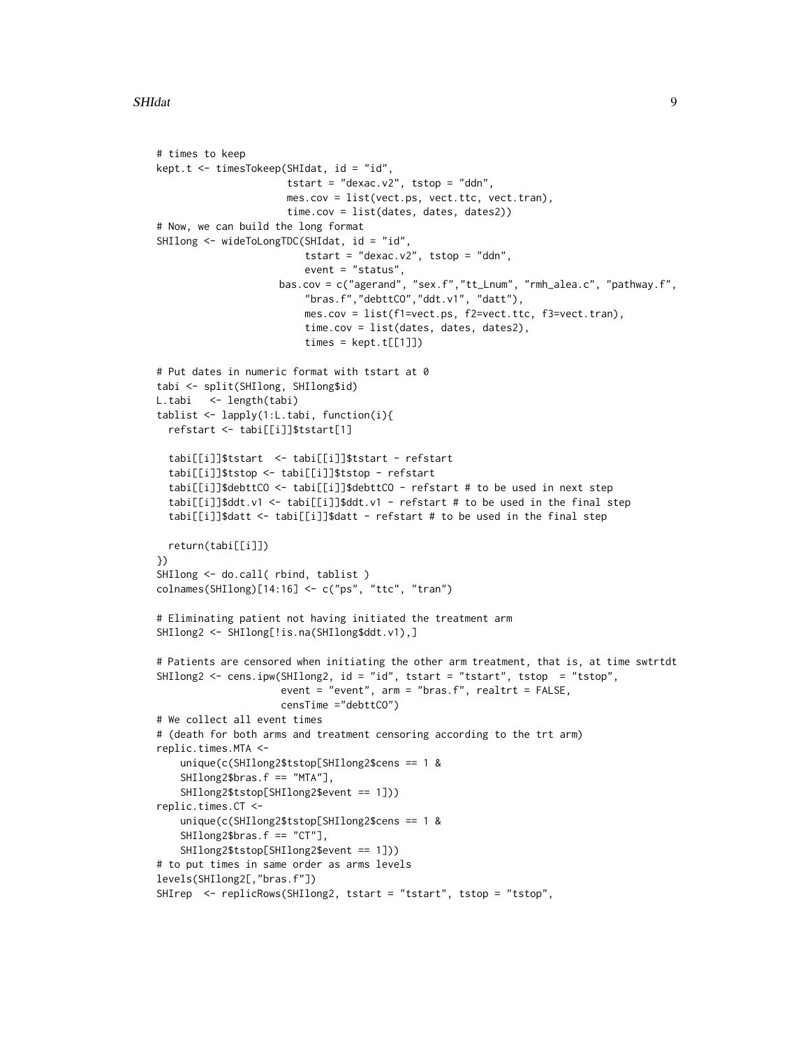```
# times to keep
kept.t <- timesTokeep(SHIdat, id = "id",
                      tstart = "dexac.v2", tstop = "ddn",
                      mes.cov = list(vect.ps, vect.ttc, vect.tran),
                      time.cov = list(dates, dates, dates2))
# Now, we can build the long format
SHIlong <- wideToLongTDC(SHIdat, id = "id",
                         tstart = "dexac.v2", tstop = "ddn",
                         event = "status",
                     bas.cov = c("agerand", "sex.f","tt_Lnum", "rmh_alea.c", "pathway.f",
                         "bras.f","debttCO","ddt.v1", "datt"),
                         mes.cov = list(f1=vect.ps, f2=vect.ttc, f3=vect.tran),
                         time.cov = list(dates, dates, dates2),
                         times = kept.t[[1]])

# Put dates in numeric format with tstart at 0
tabi <- split(SHIlong, SHIlong$id)
L.tabi   <- length(tabi)
tablist <- lapply(1:L.tabi, function(i){
  refstart <- tabi[[i]]$tstart[1]

  tabi[[i]]$tstart  <- tabi[[i]]$tstart - refstart
  tabi[[i]]$tstop <- tabi[[i]]$tstop - refstart
  tabi[[i]]$debttCO <- tabi[[i]]$debttCO - refstart # to be used in next step
  tabi[[i]]$ddt.v1 <- tabi[[i]]$ddt.v1 - refstart # to be used in the final step
  tabi[[i]]$datt <- tabi[[i]]$datt - refstart # to be used in the final step

  return(tabi[[i]])
})
SHIlong <- do.call( rbind, tablist )
colnames(SHIlong)[14:16] <- c("ps", "ttc", "tran")

# Eliminating patient not having initiated the treatment arm
SHIlong2 <- SHIlong[!is.na(SHIlong$ddt.v1),]

# Patients are censored when initiating the other arm treatment, that is, at time swtrtdt
SHIlong2 <- cens.ipw(SHIlong2, id = "id", tstart = "tstart", tstop  = "tstop",
                     event = "event", arm = "bras.f", realtrt = FALSE,
                     censTime ="debttCO")
# We collect all event times
# (death for both arms and treatment censoring according to the trt arm)
replic.times.MTA <-
    unique(c(SHIlong2$tstop[SHIlong2$cens == 1 &
    SHIlong2$bras.f == "MTA"],
    SHIlong2$tstop[SHIlong2$event == 1]))
replic.times.CT <-
    unique(c(SHIlong2$tstop[SHIlong2$cens == 1 &
    SHIlong2$bras.f == "CT"],
    SHIlong2$tstop[SHIlong2$event == 1]))
# to put times in same order as arms levels
levels(SHIlong2[,"bras.f"])
SHIrep  <- replicRows(SHIlong2, tstart = "tstart", tstop = "tstop",
```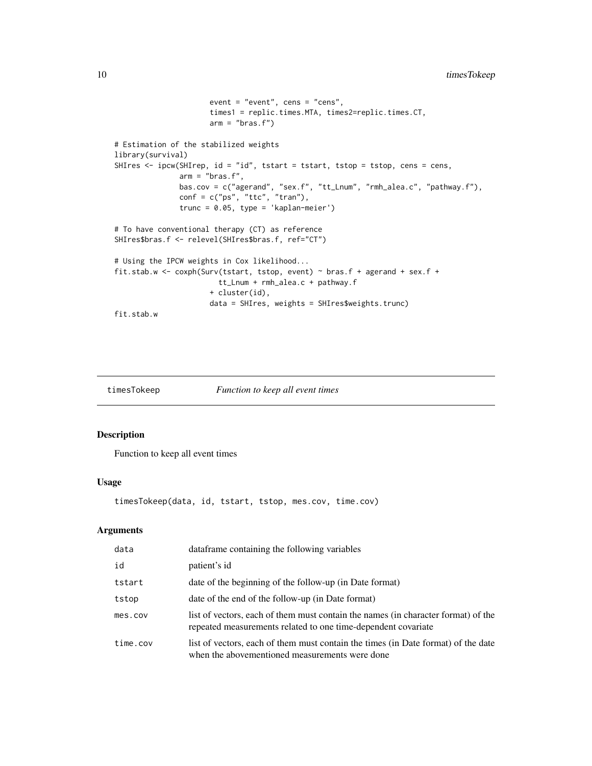```
                       event = "event", cens = "cens",
                       times1 = replic.times.MTA, times2=replic.times.CT,
                       arm = "bras.f")

# Estimation of the stabilized weights
library(survival)
SHIres <- ipcw(SHIrep, id = "id", tstart = tstart, tstop = tstop, cens = cens,
               arm = "bras.f",
               bas.cov = c("agerand", "sex.f", "tt_Lnum", "rmh_alea.c", "pathway.f"),
               conf = c("ps", "ttc", "tran"),
               trunc = 0.05, type = 'kaplan-meier')

# To have conventional therapy (CT) as reference
SHIres$bras.f <- relevel(SHIres$bras.f, ref="CT")

# Using the IPCW weights in Cox likelihood...
fit.stab.w <- coxph(Surv(tstart, tstop, event) ~ bras.f + agerand + sex.f +
                         tt_Lnum + rmh_alea.c + pathway.f
                       + cluster(id),
                       data = SHIres, weights = SHIres$weights.trunc)
fit.stab.w
```

## timesTokeep — *Function to keep all event times*

### Description

Function to keep all event times

### Usage

```
timesTokeep(data, id, tstart, tstop, mes.cov, time.cov)
```

### Arguments

| Argument | Description |
|---|---|
| data | dataframe containing the following variables |
| id | patient's id |
| tstart | date of the beginning of the follow-up (in Date format) |
| tstop | date of the end of the follow-up (in Date format) |
| mes.cov | list of vectors, each of them must contain the names (in character format) of the repeated measurements related to one time-dependent covariate |
| time.cov | list of vectors, each of them must contain the times (in Date format) of the date when the abovementioned measurements were done |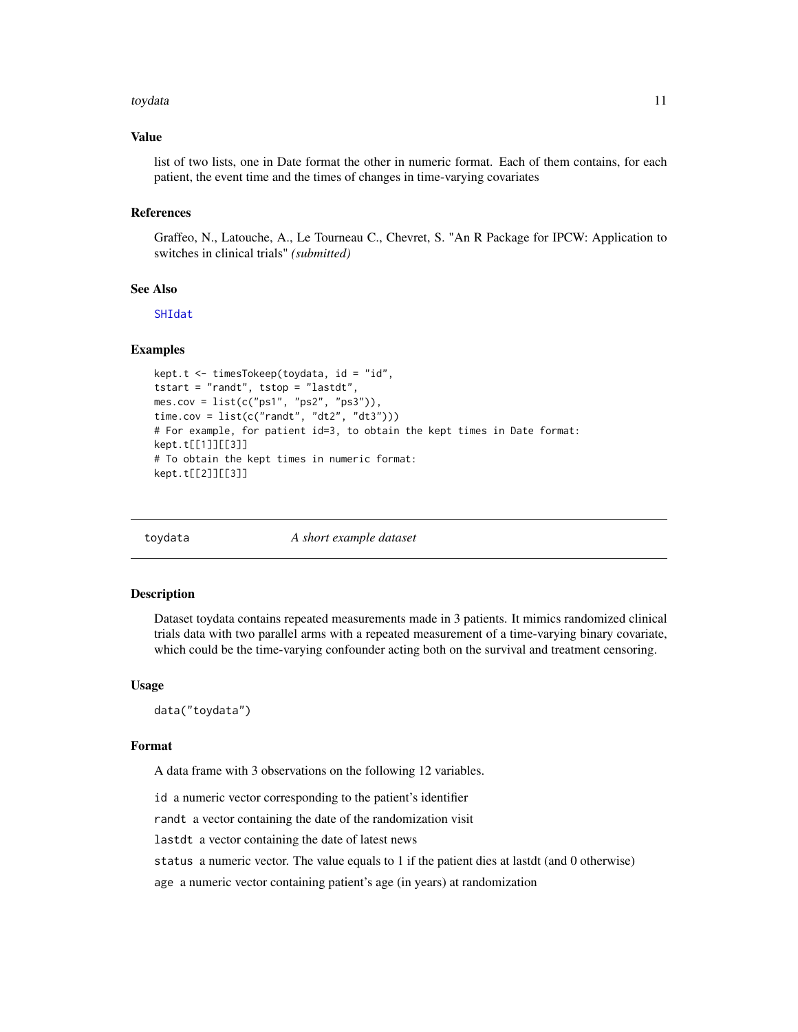### Value

list of two lists, one in Date format the other in numeric format. Each of them contains, for each patient, the event time and the times of changes in time-varying covariates

### References

Graffeo, N., Latouche, A., Le Tourneau C., Chevret, S. "An R Package for IPCW: Application to switches in clinical trials" *(submitted)*

### See Also

SHIdat

### Examples

```
kept.t <- timesTokeep(toydata, id = "id",
tstart = "randt", tstop = "lastdt",
mes.cov = list(c("ps1", "ps2", "ps3")),
time.cov = list(c("randt", "dt2", "dt3")))
# For example, for patient id=3, to obtain the kept times in Date format:
kept.t[[1]][[3]]
# To obtain the kept times in numeric format:
kept.t[[2]][[3]]
```

---

## toydata — *A short example dataset*

### Description

Dataset toydata contains repeated measurements made in 3 patients. It mimics randomized clinical trials data with two parallel arms with a repeated measurement of a time-varying binary covariate, which could be the time-varying confounder acting both on the survival and treatment censoring.

### Usage

```
data("toydata")
```

### Format

A data frame with 3 observations on the following 12 variables.

`id` a numeric vector corresponding to the patient's identifier

`randt` a vector containing the date of the randomization visit

`lastdt` a vector containing the date of latest news

`status` a numeric vector. The value equals to 1 if the patient dies at lastdt (and 0 otherwise)

`age` a numeric vector containing patient's age (in years) at randomization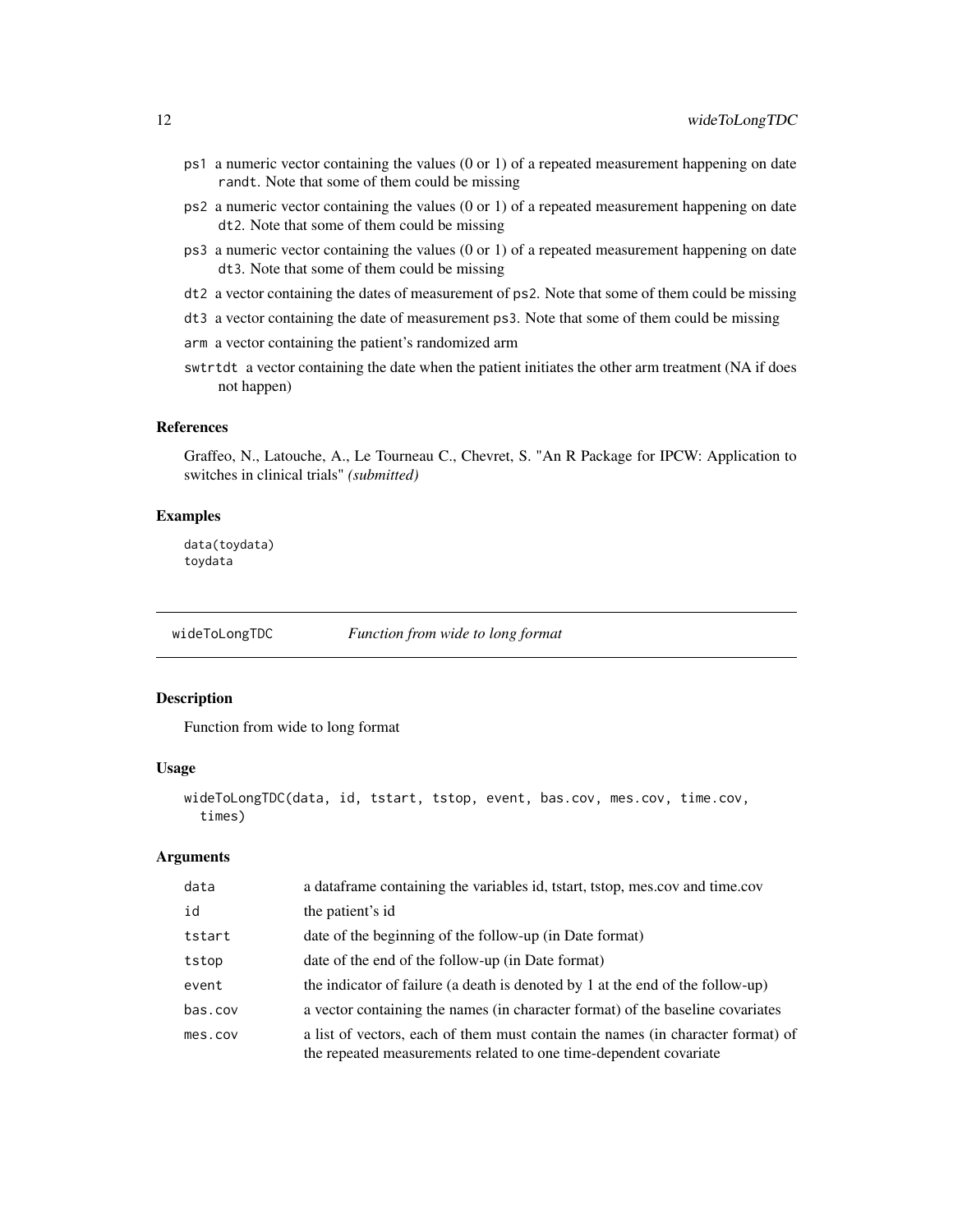- ps1 a numeric vector containing the values (0 or 1) of a repeated measurement happening on date randt. Note that some of them could be missing
- ps2 a numeric vector containing the values (0 or 1) of a repeated measurement happening on date dt2. Note that some of them could be missing
- ps3 a numeric vector containing the values (0 or 1) of a repeated measurement happening on date dt3. Note that some of them could be missing
- dt2 a vector containing the dates of measurement of ps2. Note that some of them could be missing
- dt3 a vector containing the date of measurement ps3. Note that some of them could be missing
- arm a vector containing the patient's randomized arm
- swtrtdt a vector containing the date when the patient initiates the other arm treatment (NA if does not happen)

### References

Graffeo, N., Latouche, A., Le Tourneau C., Chevret, S. "An R Package for IPCW: Application to switches in clinical trials" *(submitted)*

### Examples

```
data(toydata)
toydata
```

## wideToLongTDC *Function from wide to long format*

### Description

Function from wide to long format

### Usage

```
wideToLongTDC(data, id, tstart, tstop, event, bas.cov, mes.cov, time.cov,
  times)
```

### Arguments

| | |
|---|---|
| data | a dataframe containing the variables id, tstart, tstop, mes.cov and time.cov |
| id | the patient's id |
| tstart | date of the beginning of the follow-up (in Date format) |
| tstop | date of the end of the follow-up (in Date format) |
| event | the indicator of failure (a death is denoted by 1 at the end of the follow-up) |
| bas.cov | a vector containing the names (in character format) of the baseline covariates |
| mes.cov | a list of vectors, each of them must contain the names (in character format) of the repeated measurements related to one time-dependent covariate |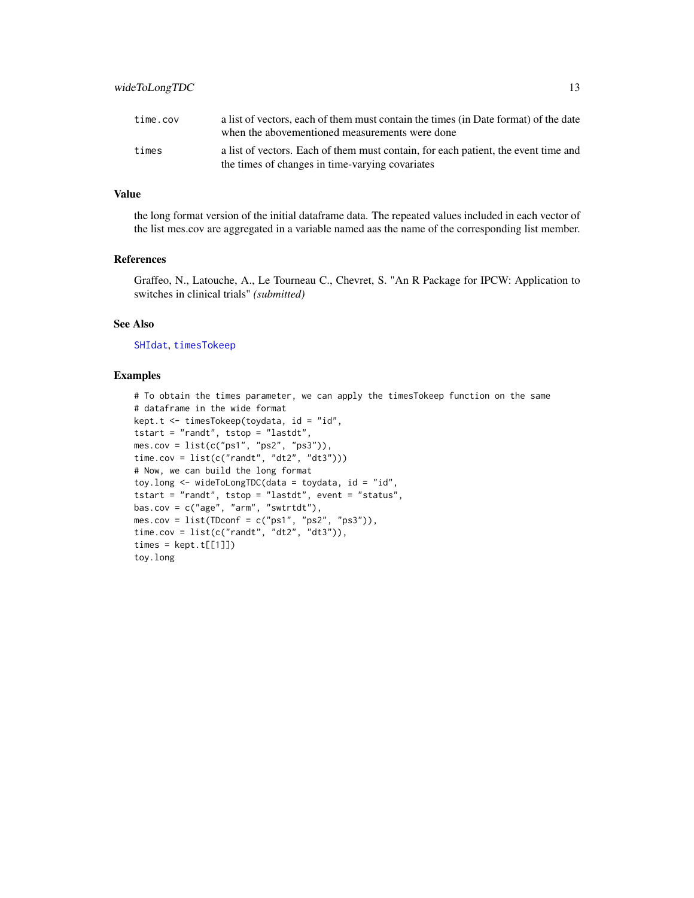| | |
|---|---|
| time.cov | a list of vectors, each of them must contain the times (in Date format) of the date when the abovementioned measurements were done |
| times | a list of vectors. Each of them must contain, for each patient, the event time and the times of changes in time-varying covariates |

### Value

the long format version of the initial dataframe data. The repeated values included in each vector of the list mes.cov are aggregated in a variable named aas the name of the corresponding list member.

### References

Graffeo, N., Latouche, A., Le Tourneau C., Chevret, S. "An R Package for IPCW: Application to switches in clinical trials" *(submitted)*

### See Also

SHIdat, timesTokeep

### Examples

```
# To obtain the times parameter, we can apply the timesTokeep function on the same
# dataframe in the wide format
kept.t <- timesTokeep(toydata, id = "id",
tstart = "randt", tstop = "lastdt",
mes.cov = list(c("ps1", "ps2", "ps3")),
time.cov = list(c("randt", "dt2", "dt3")))
# Now, we can build the long format
toy.long <- wideToLongTDC(data = toydata, id = "id",
tstart = "randt", tstop = "lastdt", event = "status",
bas.cov = c("age", "arm", "swtrtdt"),
mes.cov = list(TDconf = c("ps1", "ps2", "ps3")),
time.cov = list(c("randt", "dt2", "dt3")),
times = kept.t[[1]])
toy.long
```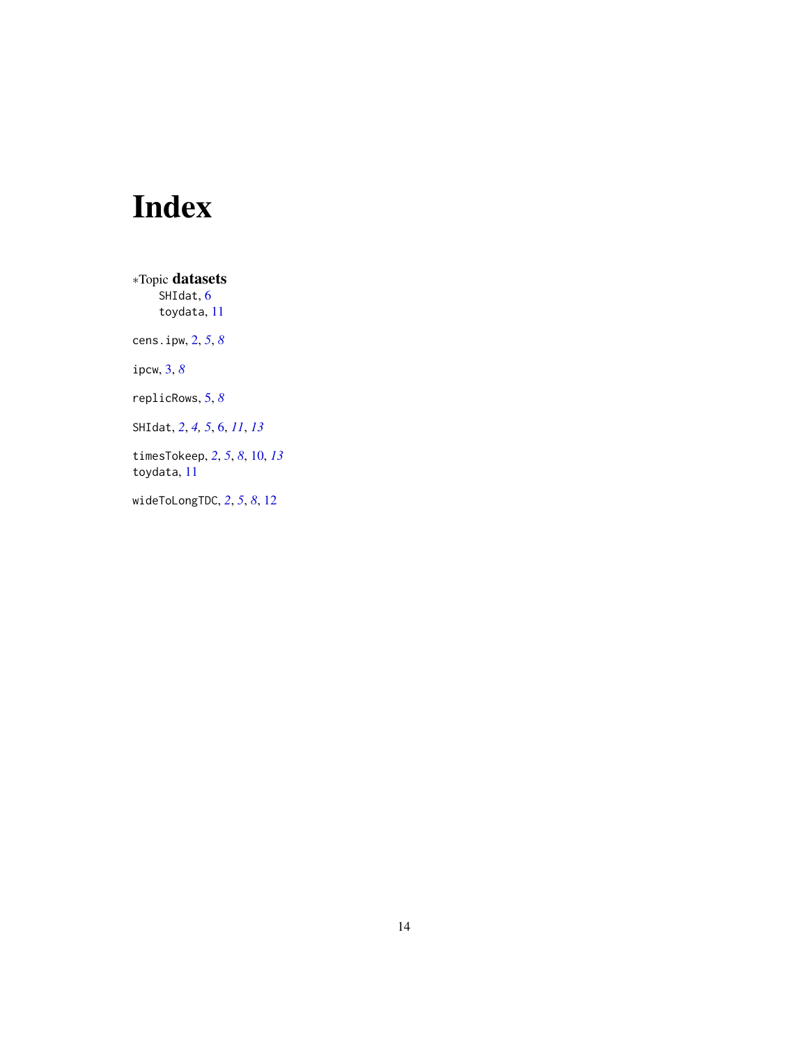# Index

*Topic **datasets**
  SHIdat, 6
  toydata, 11

cens.ipw, 2, *5*, *8*

ipcw, 3, *8*

replicRows, 5, *8*

SHIdat, *2*, *4*, *5*, 6, *11*, *13*

timesTokeep, *2*, *5*, *8*, 10, *13*
toydata, 11

wideToLongTDC, *2*, *5*, *8*, 12